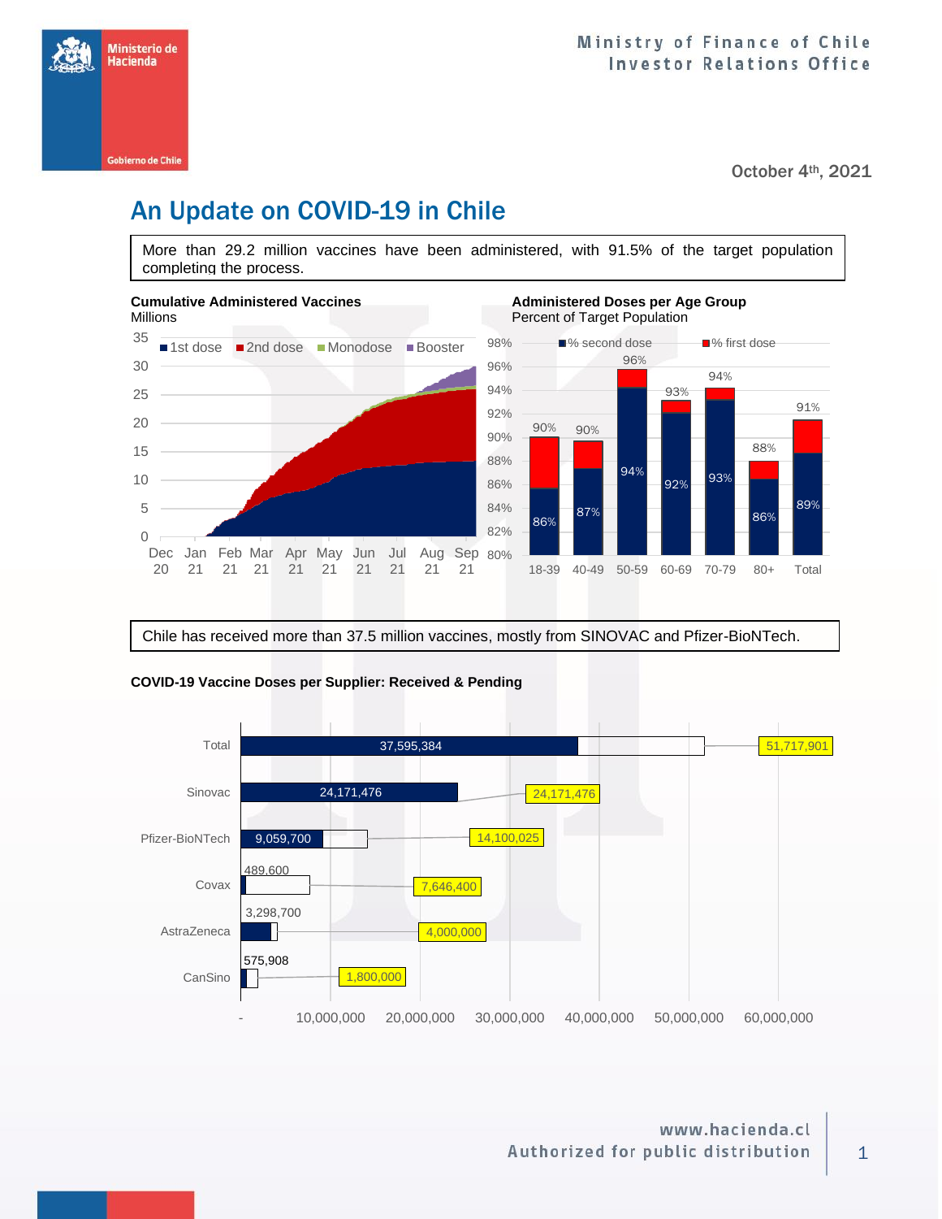Ministry of Finance of Chile
Investor Relations Office

October 4th, 2021

# An Update on COVID-19 in Chile

More than 29.2 million vaccines have been administered, with 91.5% of the target population completing the process.

**Cumulative Administered Vaccines**
Millions

**Administered Doses per Age Group**
Percent of Target Population

| Age group | % second dose | % first dose |
|---|---|---|
| 18-39 | 86% | 90% |
| 40-49 | 87% | 90% |
| 50-59 | 94% | 96% |
| 60-69 | 92% | 93% |
| 70-79 | 93% | 94% |
| 80+ | 86% | 88% |
| Total | 89% | 91% |

Chile has received more than 37.5 million vaccines, mostly from SINOVAC and Pfizer-BioNTech.

**COVID-19 Vaccine Doses per Supplier: Received & Pending**

| Supplier | Received | Total |
|---|---|---|
| Total | 37,595,384 | 51,717,901 |
| Sinovac | 24,171,476 | 24,171,476 |
| Pfizer-BioNTech | 9,059,700 | 14,100,025 |
| Covax | 489,600 | 7,646,400 |
| AstraZeneca | 3,298,700 | 4,000,000 |
| CanSino | 575,908 | 1,800,000 |

www.hacienda.cl
Authorized for public distribution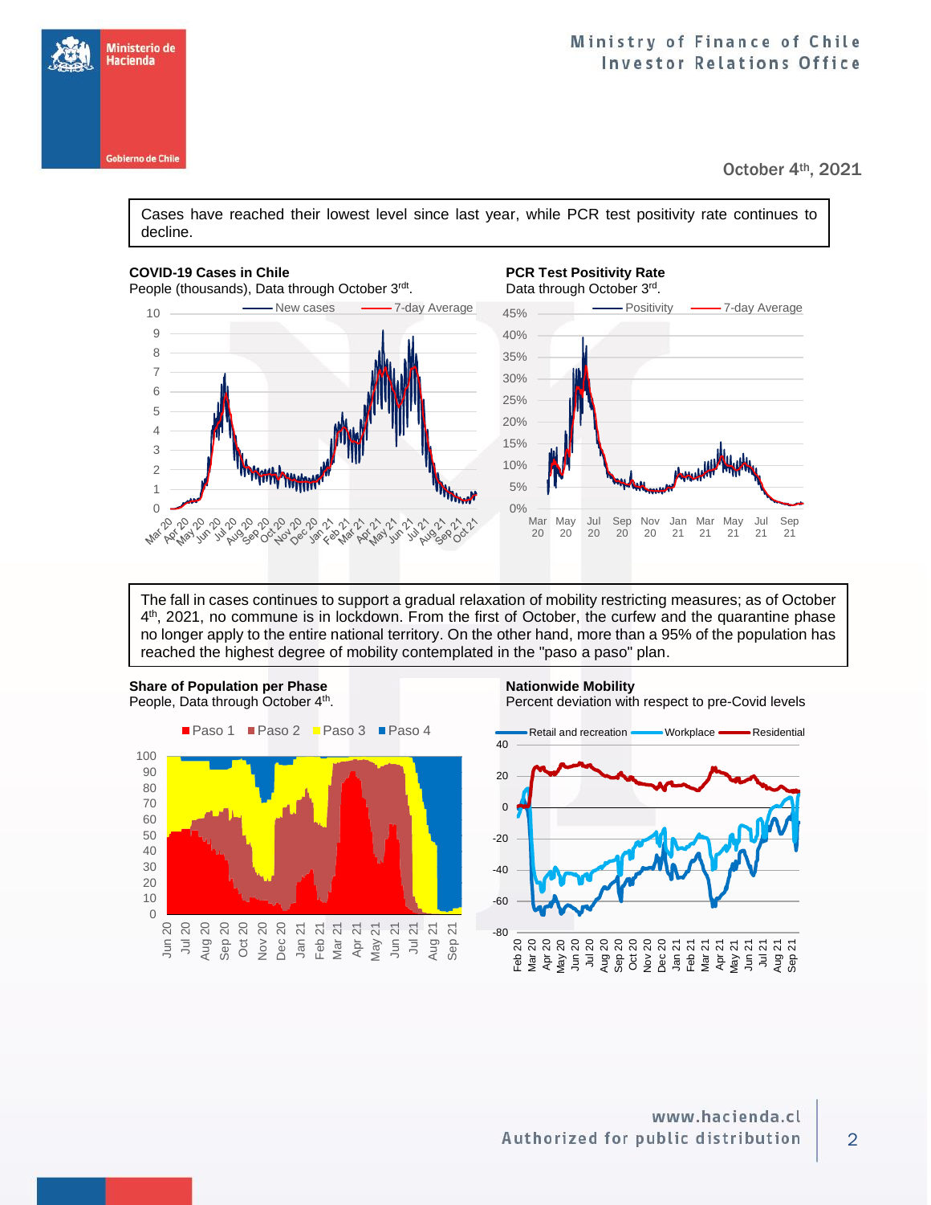October 4th, 2021

Cases have reached their lowest level since last year, while PCR test positivity rate continues to decline.

**COVID-19 Cases in Chile**
People (thousands), Data through October 3rdt.

**PCR Test Positivity Rate**
Data through October 3rd.

The fall in cases continues to support a gradual relaxation of mobility restricting measures; as of October 4th, 2021, no commune is in lockdown. From the first of October, the curfew and the quarantine phase no longer apply to the entire national territory. On the other hand, more than a 95% of the population has reached the highest degree of mobility contemplated in the "paso a paso" plan.

**Share of Population per Phase**
People, Data through October 4th.

**Nationwide Mobility**
Percent deviation with respect to pre-Covid levels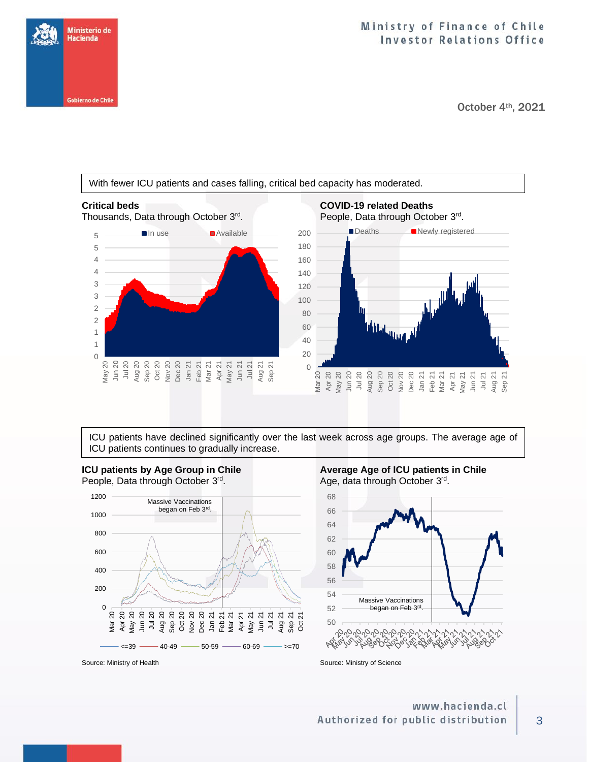With fewer ICU patients and cases falling, critical bed capacity has moderated.

**Critical beds**

Thousands, Data through October 3rd.

**COVID-19 related Deaths**

People, Data through October 3rd.

ICU patients have declined significantly over the last week across age groups. The average age of ICU patients continues to gradually increase.

**ICU patients by Age Group in Chile**

People, Data through October 3rd.

Source: Ministry of Health

**Average Age of ICU patients in Chile**

Age, data through October 3rd.

Source: Ministry of Science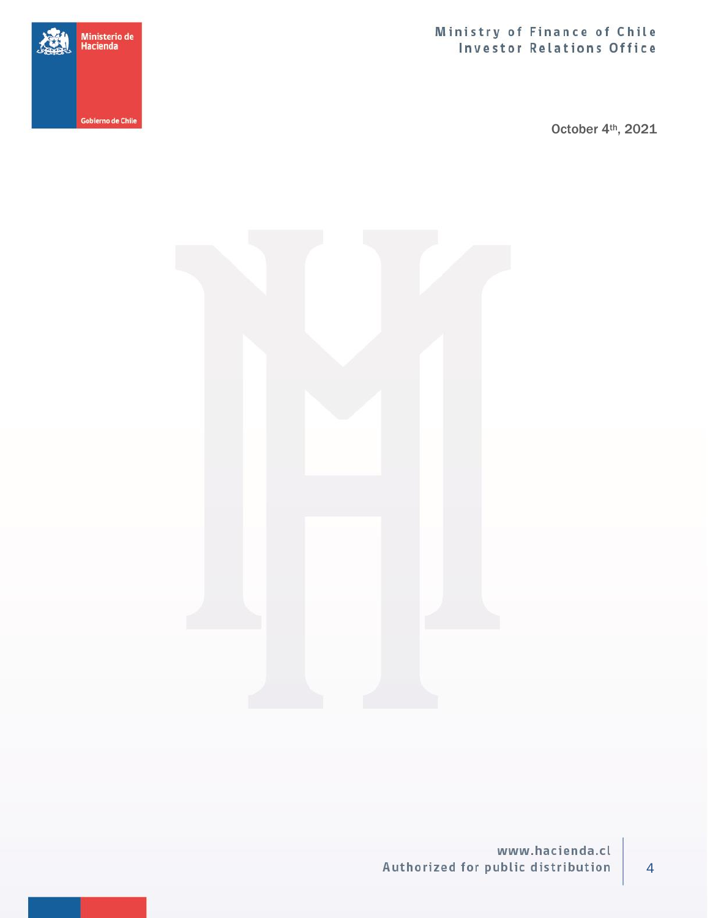Ministry of Finance of Chile
Investor Relations Office

October 4th, 2021

www.hacienda.cl
Authorized for public distribution